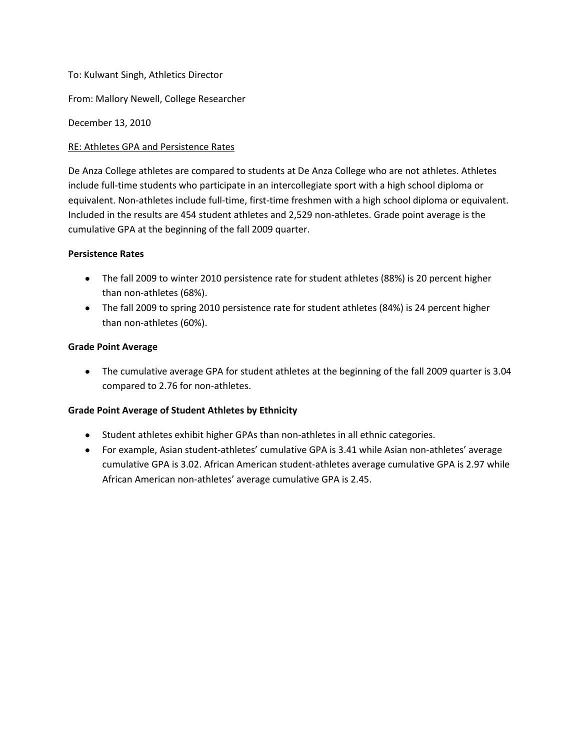To: Kulwant Singh, Athletics Director

From: Mallory Newell, College Researcher

December 13, 2010

<u>RE: Athletes GPA and Persistence Rates</u>

De Anza College athletes are compared to students at De Anza College who are not athletes. Athletes include full-time students who participate in an intercollegiate sport with a high school diploma or equivalent. Non-athletes include full-time, first-time freshmen with a high school diploma or equivalent. Included in the results are 454 student athletes and 2,529 non-athletes. Grade point average is the cumulative GPA at the beginning of the fall 2009 quarter.

**Persistence Rates**

- The fall 2009 to winter 2010 persistence rate for student athletes (88%) is 20 percent higher than non-athletes (68%).
- The fall 2009 to spring 2010 persistence rate for student athletes (84%) is 24 percent higher than non-athletes (60%).

**Grade Point Average**

- The cumulative average GPA for student athletes at the beginning of the fall 2009 quarter is 3.04 compared to 2.76 for non-athletes.

**Grade Point Average of Student Athletes by Ethnicity**

- Student athletes exhibit higher GPAs than non-athletes in all ethnic categories.
- For example, Asian student-athletes' cumulative GPA is 3.41 while Asian non-athletes' average cumulative GPA is 3.02. African American student-athletes average cumulative GPA is 2.97 while African American non-athletes' average cumulative GPA is 2.45.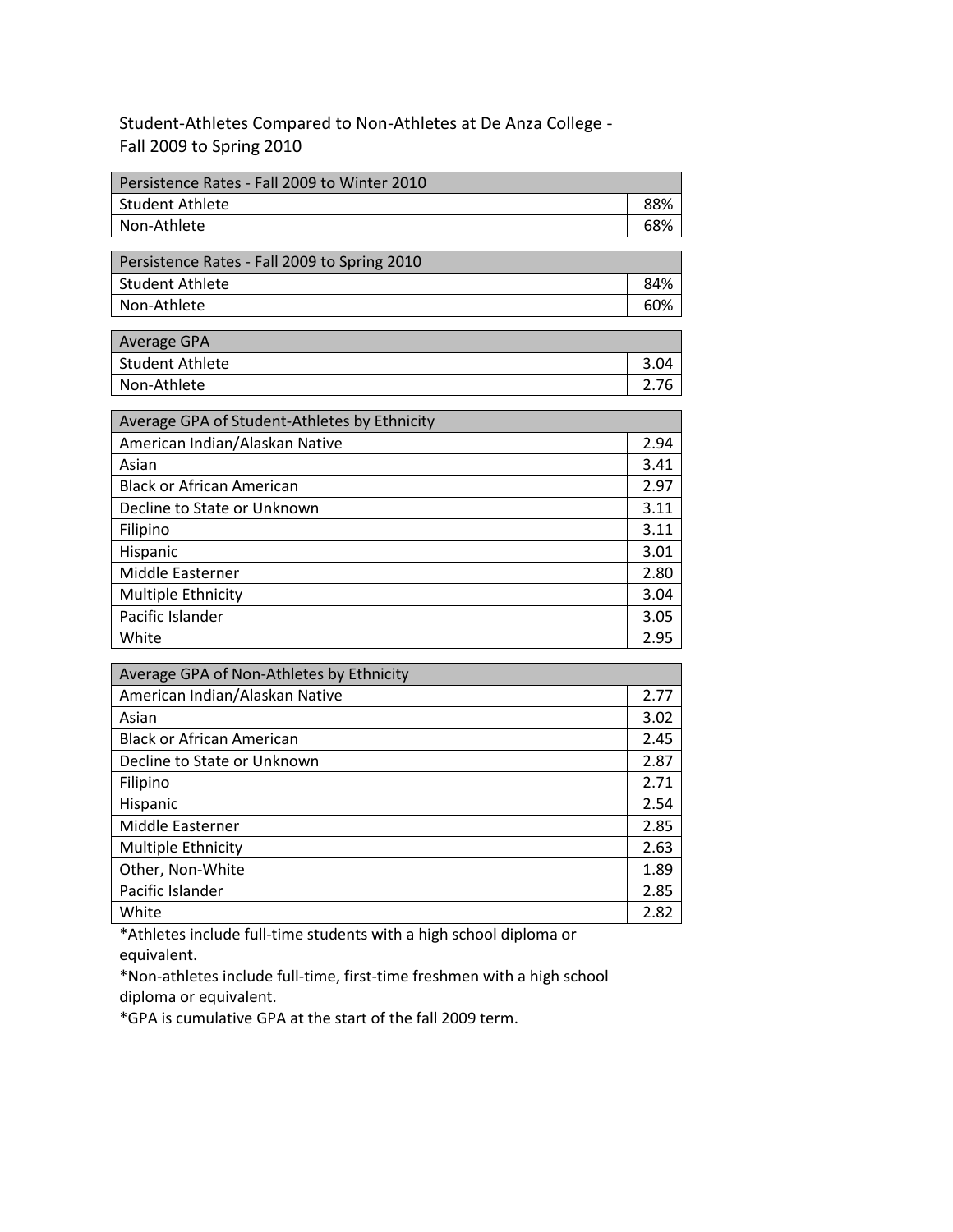Student-Athletes Compared to Non-Athletes at De Anza College - Fall 2009 to Spring 2010

| Persistence Rates - Fall 2009 to Winter 2010 | |
|---|---|
| Student Athlete | 88% |
| Non-Athlete | 68% |

| Persistence Rates - Fall 2009 to Spring 2010 | |
|---|---|
| Student Athlete | 84% |
| Non-Athlete | 60% |

| Average GPA | |
|---|---|
| Student Athlete | 3.04 |
| Non-Athlete | 2.76 |

| Average GPA of Student-Athletes by Ethnicity | |
|---|---|
| American Indian/Alaskan Native | 2.94 |
| Asian | 3.41 |
| Black or African American | 2.97 |
| Decline to State or Unknown | 3.11 |
| Filipino | 3.11 |
| Hispanic | 3.01 |
| Middle Easterner | 2.80 |
| Multiple Ethnicity | 3.04 |
| Pacific Islander | 3.05 |
| White | 2.95 |

| Average GPA of Non-Athletes by Ethnicity | |
|---|---|
| American Indian/Alaskan Native | 2.77 |
| Asian | 3.02 |
| Black or African American | 2.45 |
| Decline to State or Unknown | 2.87 |
| Filipino | 2.71 |
| Hispanic | 2.54 |
| Middle Easterner | 2.85 |
| Multiple Ethnicity | 2.63 |
| Other, Non-White | 1.89 |
| Pacific Islander | 2.85 |
| White | 2.82 |

*Athletes include full-time students with a high school diploma or equivalent.

*Non-athletes include full-time, first-time freshmen with a high school diploma or equivalent.

*GPA is cumulative GPA at the start of the fall 2009 term.